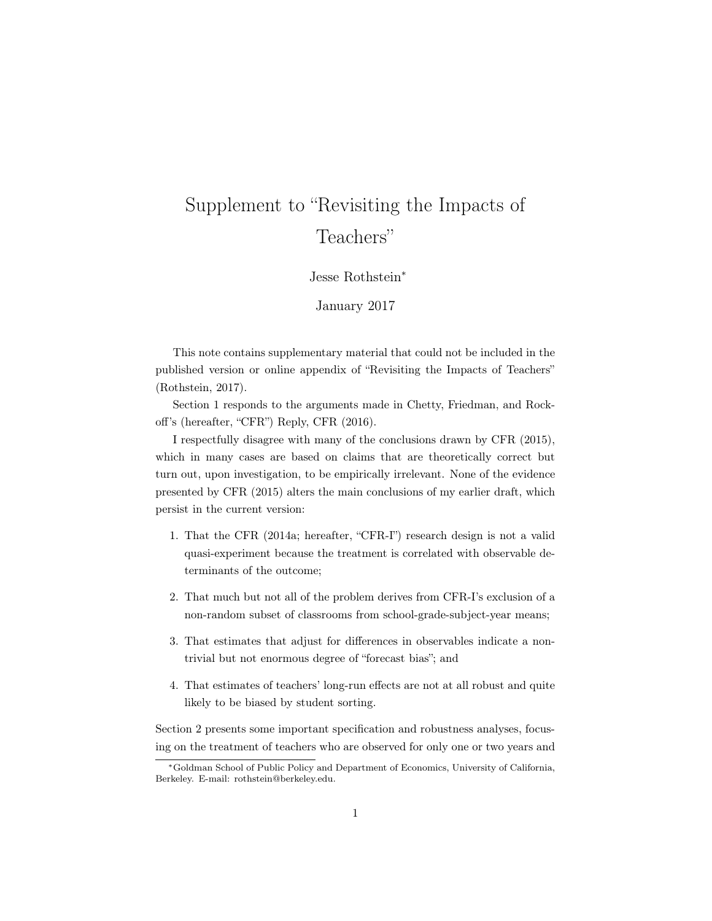# Supplement to "Revisiting the Impacts of Teachers"

Jesse Rothstein*

January 2017

This note contains supplementary material that could not be included in the published version or online appendix of "Revisiting the Impacts of Teachers" (Rothstein, 2017).

Section 1 responds to the arguments made in Chetty, Friedman, and Rockoff's (hereafter, "CFR") Reply, CFR (2016).

I respectfully disagree with many of the conclusions drawn by CFR (2015), which in many cases are based on claims that are theoretically correct but turn out, upon investigation, to be empirically irrelevant. None of the evidence presented by CFR (2015) alters the main conclusions of my earlier draft, which persist in the current version:

1. That the CFR (2014a; hereafter, "CFR-I") research design is not a valid quasi-experiment because the treatment is correlated with observable determinants of the outcome;
2. That much but not all of the problem derives from CFR-I's exclusion of a non-random subset of classrooms from school-grade-subject-year means;
3. That estimates that adjust for differences in observables indicate a non-trivial but not enormous degree of "forecast bias"; and
4. That estimates of teachers' long-run effects are not at all robust and quite likely to be biased by student sorting.

Section 2 presents some important specification and robustness analyses, focusing on the treatment of teachers who are observed for only one or two years and

---

*Goldman School of Public Policy and Department of Economics, University of California, Berkeley. E-mail: rothstein@berkeley.edu.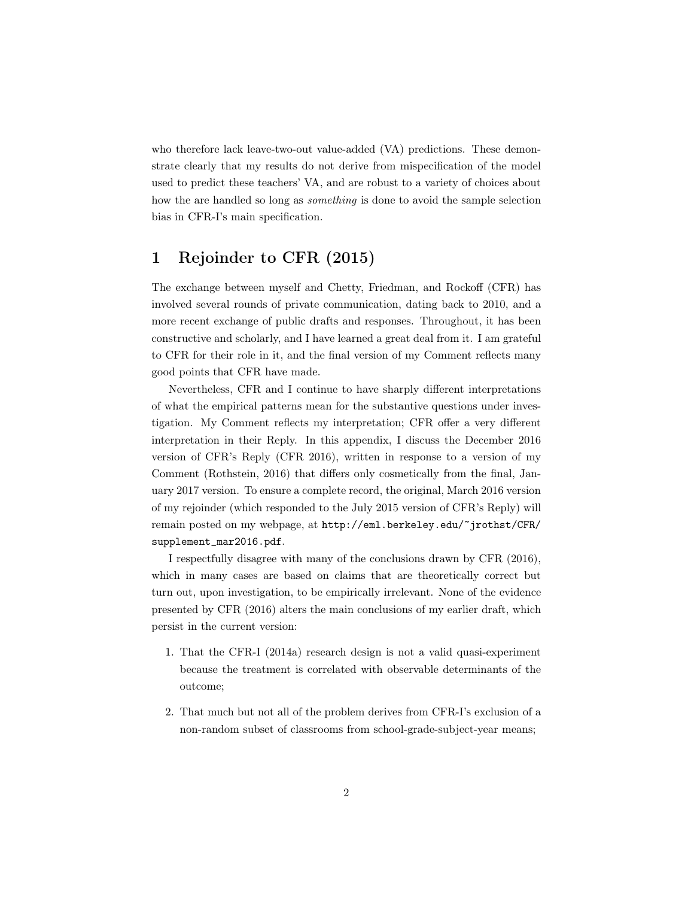who therefore lack leave-two-out value-added (VA) predictions. These demonstrate clearly that my results do not derive from mispecification of the model used to predict these teachers' VA, and are robust to a variety of choices about how the are handled so long as *something* is done to avoid the sample selection bias in CFR-I's main specification.

# 1 Rejoinder to CFR (2015)

The exchange between myself and Chetty, Friedman, and Rockoff (CFR) has involved several rounds of private communication, dating back to 2010, and a more recent exchange of public drafts and responses. Throughout, it has been constructive and scholarly, and I have learned a great deal from it. I am grateful to CFR for their role in it, and the final version of my Comment reflects many good points that CFR have made.

Nevertheless, CFR and I continue to have sharply different interpretations of what the empirical patterns mean for the substantive questions under investigation. My Comment reflects my interpretation; CFR offer a very different interpretation in their Reply. In this appendix, I discuss the December 2016 version of CFR's Reply (CFR 2016), written in response to a version of my Comment (Rothstein, 2016) that differs only cosmetically from the final, January 2017 version. To ensure a complete record, the original, March 2016 version of my rejoinder (which responded to the July 2015 version of CFR's Reply) will remain posted on my webpage, at `http://eml.berkeley.edu/~jrothst/CFR/supplement_mar2016.pdf`.

I respectfully disagree with many of the conclusions drawn by CFR (2016), which in many cases are based on claims that are theoretically correct but turn out, upon investigation, to be empirically irrelevant. None of the evidence presented by CFR (2016) alters the main conclusions of my earlier draft, which persist in the current version:

1. That the CFR-I (2014a) research design is not a valid quasi-experiment because the treatment is correlated with observable determinants of the outcome;
2. That much but not all of the problem derives from CFR-I's exclusion of a non-random subset of classrooms from school-grade-subject-year means;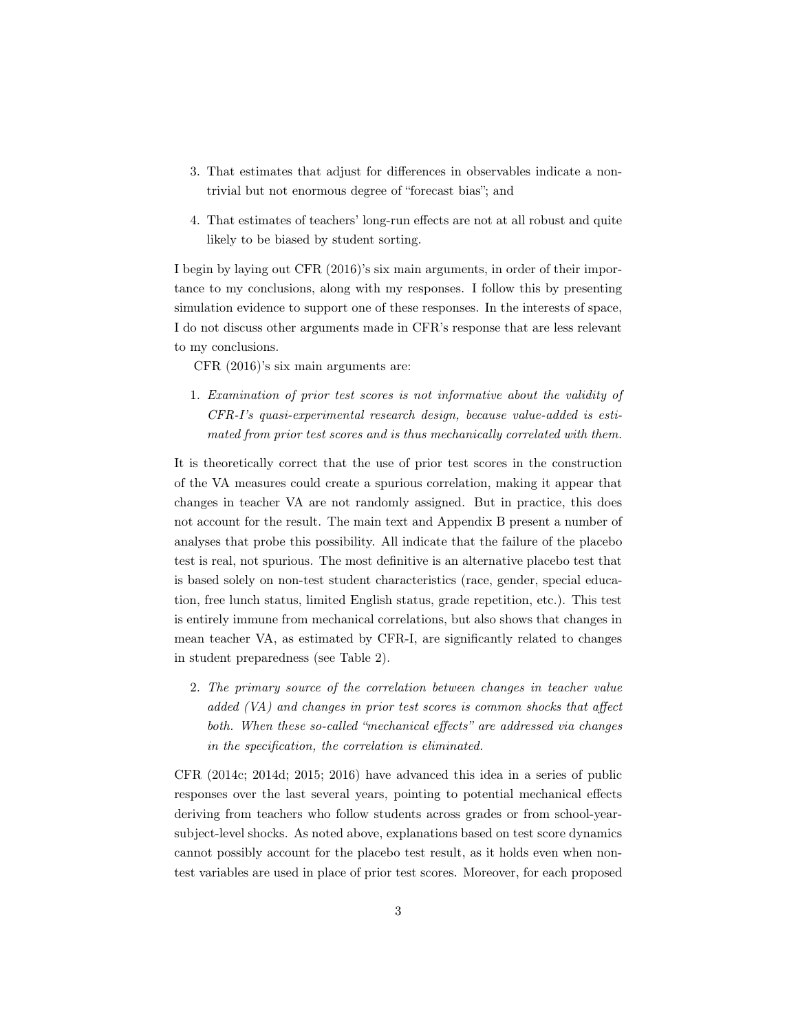3. That estimates that adjust for differences in observables indicate a non-trivial but not enormous degree of "forecast bias"; and

4. That estimates of teachers' long-run effects are not at all robust and quite likely to be biased by student sorting.

I begin by laying out CFR (2016)'s six main arguments, in order of their importance to my conclusions, along with my responses. I follow this by presenting simulation evidence to support one of these responses. In the interests of space, I do not discuss other arguments made in CFR's response that are less relevant to my conclusions.

CFR (2016)'s six main arguments are:

1. *Examination of prior test scores is not informative about the validity of CFR-I's quasi-experimental research design, because value-added is estimated from prior test scores and is thus mechanically correlated with them.*

It is theoretically correct that the use of prior test scores in the construction of the VA measures could create a spurious correlation, making it appear that changes in teacher VA are not randomly assigned. But in practice, this does not account for the result. The main text and Appendix B present a number of analyses that probe this possibility. All indicate that the failure of the placebo test is real, not spurious. The most definitive is an alternative placebo test that is based solely on non-test student characteristics (race, gender, special education, free lunch status, limited English status, grade repetition, etc.). This test is entirely immune from mechanical correlations, but also shows that changes in mean teacher VA, as estimated by CFR-I, are significantly related to changes in student preparedness (see Table 2).

2. *The primary source of the correlation between changes in teacher value added (VA) and changes in prior test scores is common shocks that affect both. When these so-called "mechanical effects" are addressed via changes in the specification, the correlation is eliminated.*

CFR (2014c; 2014d; 2015; 2016) have advanced this idea in a series of public responses over the last several years, pointing to potential mechanical effects deriving from teachers who follow students across grades or from school-year-subject-level shocks. As noted above, explanations based on test score dynamics cannot possibly account for the placebo test result, as it holds even when non-test variables are used in place of prior test scores. Moreover, for each proposed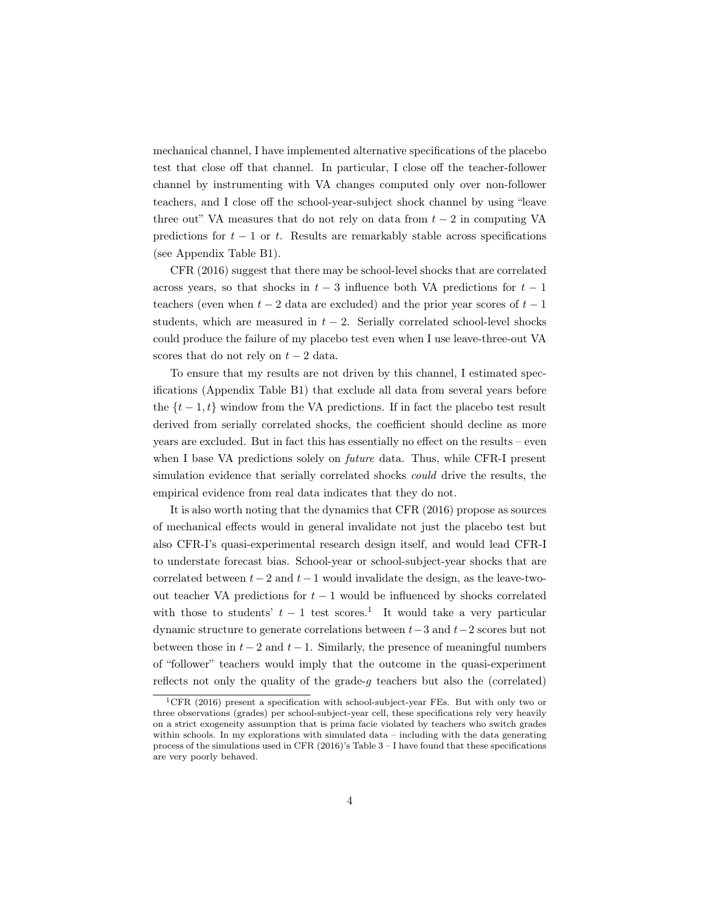mechanical channel, I have implemented alternative specifications of the placebo test that close off that channel. In particular, I close off the teacher-follower channel by instrumenting with VA changes computed only over non-follower teachers, and I close off the school-year-subject shock channel by using "leave three out" VA measures that do not rely on data from $t-2$ in computing VA predictions for $t-1$ or $t$. Results are remarkably stable across specifications (see Appendix Table B1).

CFR (2016) suggest that there may be school-level shocks that are correlated across years, so that shocks in $t-3$ influence both VA predictions for $t-1$ teachers (even when $t-2$ data are excluded) and the prior year scores of $t-1$ students, which are measured in $t-2$. Serially correlated school-level shocks could produce the failure of my placebo test even when I use leave-three-out VA scores that do not rely on $t-2$ data.

To ensure that my results are not driven by this channel, I estimated specifications (Appendix Table B1) that exclude all data from several years before the $\{t-1, t\}$ window from the VA predictions. If in fact the placebo test result derived from serially correlated shocks, the coefficient should decline as more years are excluded. But in fact this has essentially no effect on the results – even when I base VA predictions solely on *future* data. Thus, while CFR-I present simulation evidence that serially correlated shocks *could* drive the results, the empirical evidence from real data indicates that they do not.

It is also worth noting that the dynamics that CFR (2016) propose as sources of mechanical effects would in general invalidate not just the placebo test but also CFR-I's quasi-experimental research design itself, and would lead CFR-I to understate forecast bias. School-year or school-subject-year shocks that are correlated between $t-2$ and $t-1$ would invalidate the design, as the leave-two-out teacher VA predictions for $t-1$ would be influenced by shocks correlated with those to students' $t-1$ test scores.[1] It would take a very particular dynamic structure to generate correlations between $t-3$ and $t-2$ scores but not between those in $t-2$ and $t-1$. Similarly, the presence of meaningful numbers of "follower" teachers would imply that the outcome in the quasi-experiment reflects not only the quality of the grade-$g$ teachers but also the (correlated)

[1] CFR (2016) present a specification with school-subject-year FEs. But with only two or three observations (grades) per school-subject-year cell, these specifications rely very heavily on a strict exogeneity assumption that is prima facie violated by teachers who switch grades within schools. In my explorations with simulated data – including with the data generating process of the simulations used in CFR (2016)'s Table 3 – I have found that these specifications are very poorly behaved.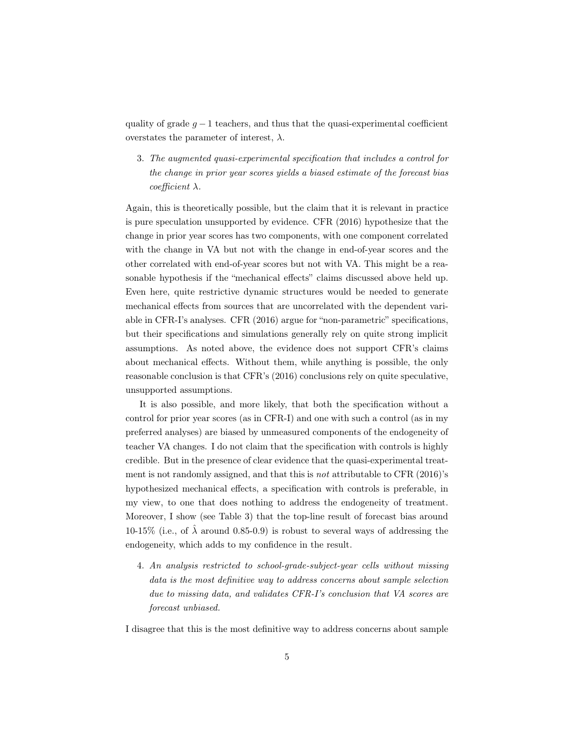quality of grade $g-1$ teachers, and thus that the quasi-experimental coefficient overstates the parameter of interest, $\lambda$.

3. *The augmented quasi-experimental specification that includes a control for the change in prior year scores yields a biased estimate of the forecast bias coefficient* $\lambda$.

Again, this is theoretically possible, but the claim that it is relevant in practice is pure speculation unsupported by evidence. CFR (2016) hypothesize that the change in prior year scores has two components, with one component correlated with the change in VA but not with the change in end-of-year scores and the other correlated with end-of-year scores but not with VA. This might be a reasonable hypothesis if the "mechanical effects" claims discussed above held up. Even here, quite restrictive dynamic structures would be needed to generate mechanical effects from sources that are uncorrelated with the dependent variable in CFR-I's analyses. CFR (2016) argue for "non-parametric" specifications, but their specifications and simulations generally rely on quite strong implicit assumptions. As noted above, the evidence does not support CFR's claims about mechanical effects. Without them, while anything is possible, the only reasonable conclusion is that CFR's (2016) conclusions rely on quite speculative, unsupported assumptions.

It is also possible, and more likely, that both the specification without a control for prior year scores (as in CFR-I) and one with such a control (as in my preferred analyses) are biased by unmeasured components of the endogeneity of teacher VA changes. I do not claim that the specification with controls is highly credible. But in the presence of clear evidence that the quasi-experimental treatment is not randomly assigned, and that this is *not* attributable to CFR (2016)'s hypothesized mechanical effects, a specification with controls is preferable, in my view, to one that does nothing to address the endogeneity of treatment. Moreover, I show (see Table 3) that the top-line result of forecast bias around 10-15% (i.e., of $\hat{\lambda}$ around 0.85-0.9) is robust to several ways of addressing the endogeneity, which adds to my confidence in the result.

4. *An analysis restricted to school-grade-subject-year cells without missing data is the most definitive way to address concerns about sample selection due to missing data, and validates CFR-I's conclusion that VA scores are forecast unbiased.*

I disagree that this is the most definitive way to address concerns about sample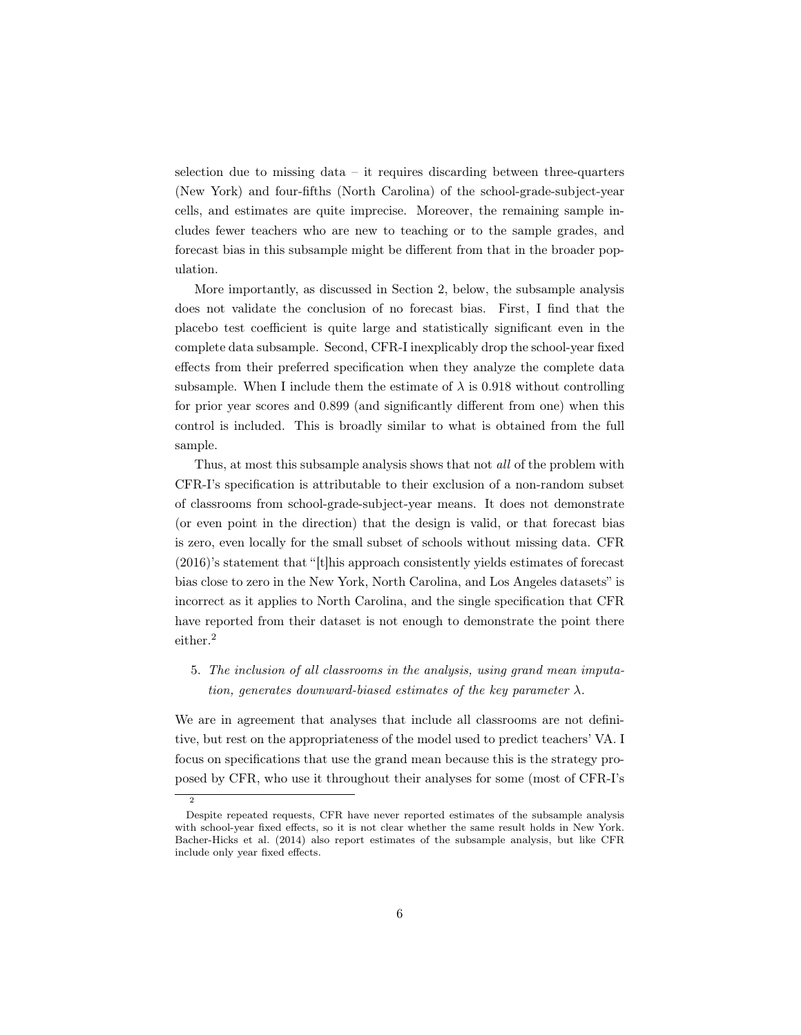selection due to missing data – it requires discarding between three-quarters (New York) and four-fifths (North Carolina) of the school-grade-subject-year cells, and estimates are quite imprecise. Moreover, the remaining sample includes fewer teachers who are new to teaching or to the sample grades, and forecast bias in this subsample might be different from that in the broader population.

More importantly, as discussed in Section 2, below, the subsample analysis does not validate the conclusion of no forecast bias. First, I find that the placebo test coefficient is quite large and statistically significant even in the complete data subsample. Second, CFR-I inexplicably drop the school-year fixed effects from their preferred specification when they analyze the complete data subsample. When I include them the estimate of $\lambda$ is 0.918 without controlling for prior year scores and 0.899 (and significantly different from one) when this control is included. This is broadly similar to what is obtained from the full sample.

Thus, at most this subsample analysis shows that not *all* of the problem with CFR-I's specification is attributable to their exclusion of a non-random subset of classrooms from school-grade-subject-year means. It does not demonstrate (or even point in the direction) that the design is valid, or that forecast bias is zero, even locally for the small subset of schools without missing data. CFR (2016)'s statement that "[t]his approach consistently yields estimates of forecast bias close to zero in the New York, North Carolina, and Los Angeles datasets" is incorrect as it applies to North Carolina, and the single specification that CFR have reported from their dataset is not enough to demonstrate the point there either.[2]

5. *The inclusion of all classrooms in the analysis, using grand mean imputation, generates downward-biased estimates of the key parameter $\lambda$.*

We are in agreement that analyses that include all classrooms are not definitive, but rest on the appropriateness of the model used to predict teachers' VA. I focus on specifications that use the grand mean because this is the strategy proposed by CFR, who use it throughout their analyses for some (most of CFR-I's

[2] Despite repeated requests, CFR have never reported estimates of the subsample analysis with school-year fixed effects, so it is not clear whether the same result holds in New York. Bacher-Hicks et al. (2014) also report estimates of the subsample analysis, but like CFR include only year fixed effects.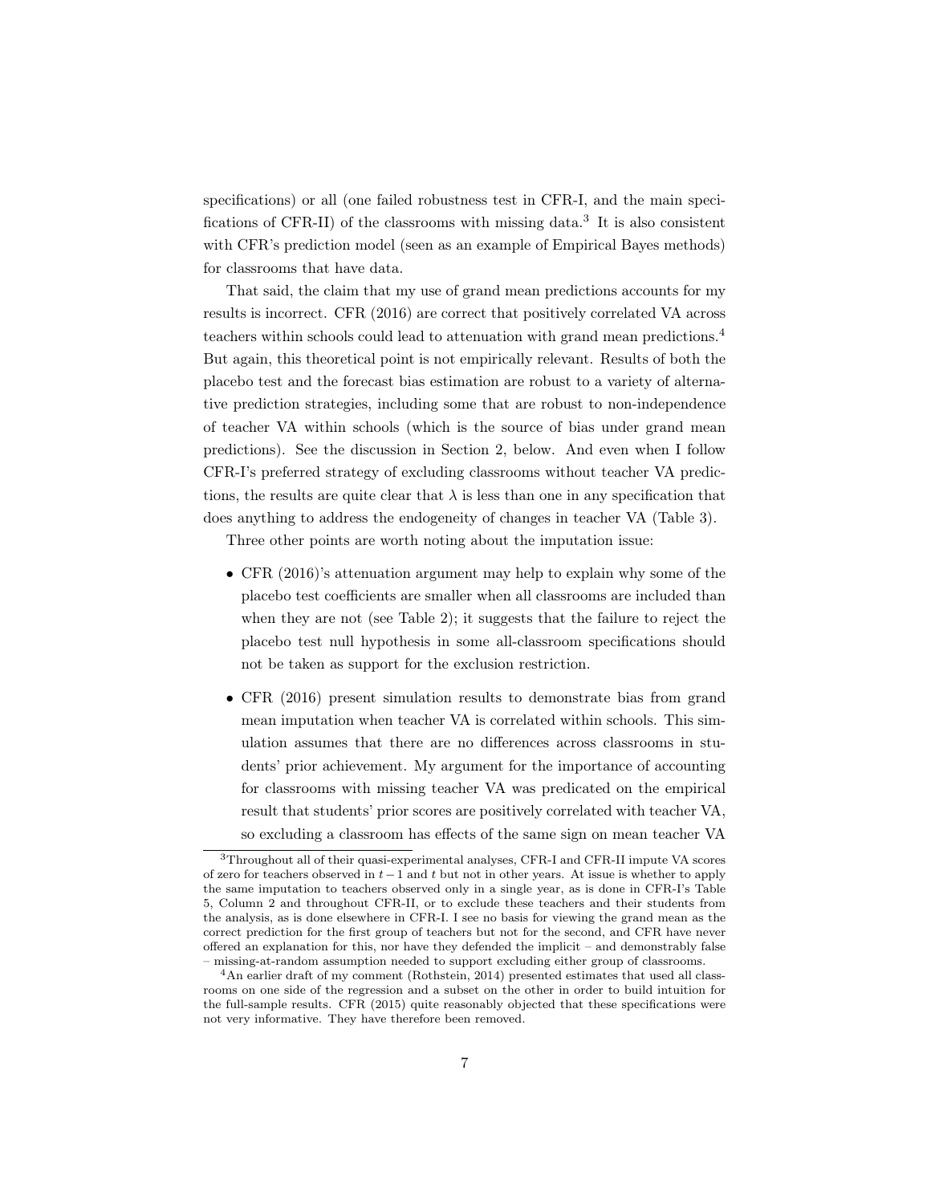specifications) or all (one failed robustness test in CFR-I, and the main specifications of CFR-II) of the classrooms with missing data.[3] It is also consistent with CFR's prediction model (seen as an example of Empirical Bayes methods) for classrooms that have data.

That said, the claim that my use of grand mean predictions accounts for my results is incorrect. CFR (2016) are correct that positively correlated VA across teachers within schools could lead to attenuation with grand mean predictions.[4] But again, this theoretical point is not empirically relevant. Results of both the placebo test and the forecast bias estimation are robust to a variety of alternative prediction strategies, including some that are robust to non-independence of teacher VA within schools (which is the source of bias under grand mean predictions). See the discussion in Section 2, below. And even when I follow CFR-I's preferred strategy of excluding classrooms without teacher VA predictions, the results are quite clear that $\lambda$ is less than one in any specification that does anything to address the endogeneity of changes in teacher VA (Table 3).

Three other points are worth noting about the imputation issue:

- CFR (2016)'s attenuation argument may help to explain why some of the placebo test coefficients are smaller when all classrooms are included than when they are not (see Table 2); it suggests that the failure to reject the placebo test null hypothesis in some all-classroom specifications should not be taken as support for the exclusion restriction.
- CFR (2016) present simulation results to demonstrate bias from grand mean imputation when teacher VA is correlated within schools. This simulation assumes that there are no differences across classrooms in students' prior achievement. My argument for the importance of accounting for classrooms with missing teacher VA was predicated on the empirical result that students' prior scores are positively correlated with teacher VA, so excluding a classroom has effects of the same sign on mean teacher VA

[3] Throughout all of their quasi-experimental analyses, CFR-I and CFR-II impute VA scores of zero for teachers observed in $t-1$ and $t$ but not in other years. At issue is whether to apply the same imputation to teachers observed only in a single year, as is done in CFR-I's Table 5, Column 2 and throughout CFR-II, or to exclude these teachers and their students from the analysis, as is done elsewhere in CFR-I. I see no basis for viewing the grand mean as the correct prediction for the first group of teachers but not for the second, and CFR have never offered an explanation for this, nor have they defended the implicit – and demonstrably false – missing-at-random assumption needed to support excluding either group of classrooms.

[4] An earlier draft of my comment (Rothstein, 2014) presented estimates that used all classrooms on one side of the regression and a subset on the other in order to build intuition for the full-sample results. CFR (2015) quite reasonably objected that these specifications were not very informative. They have therefore been removed.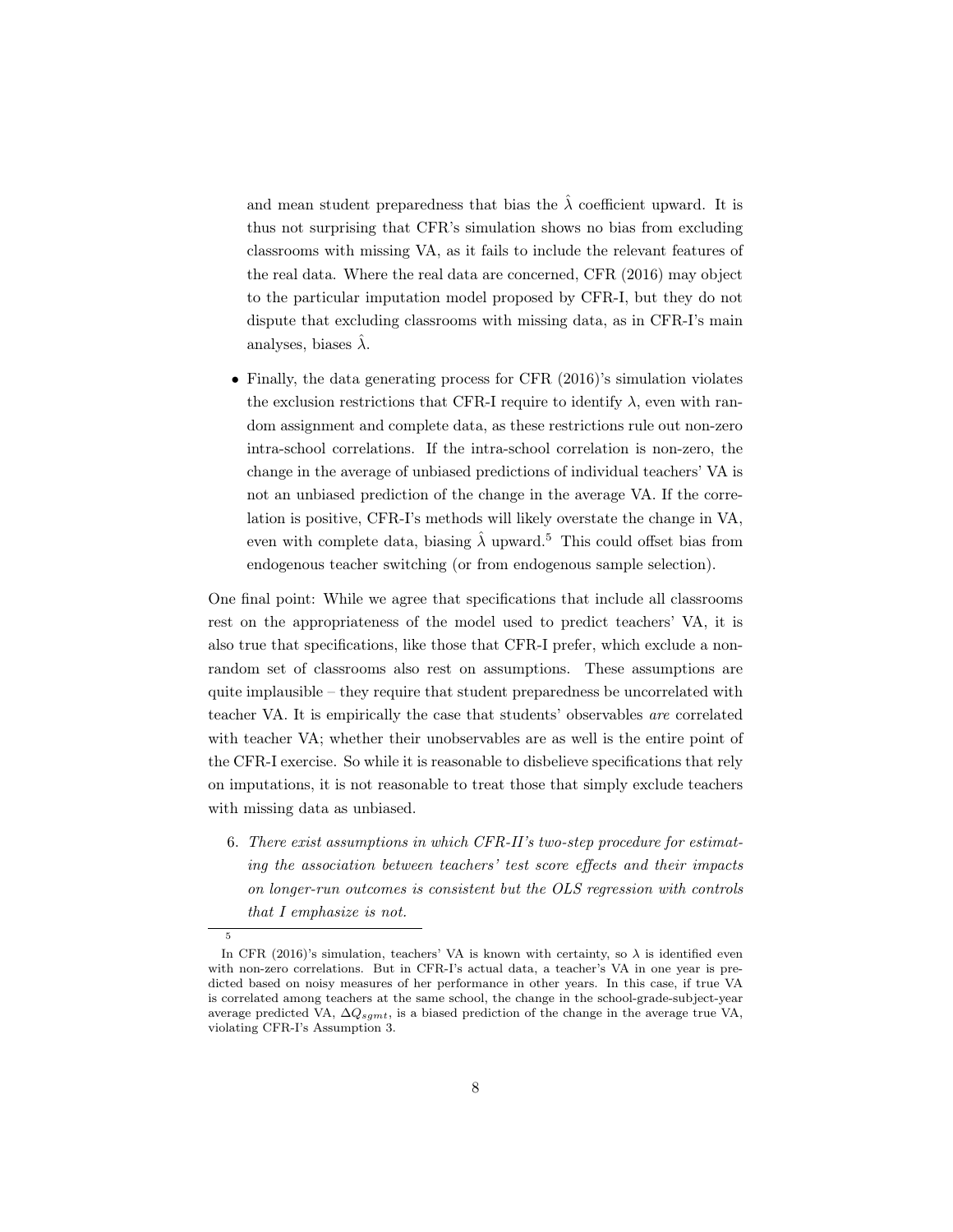and mean student preparedness that bias the $\hat{\lambda}$ coefficient upward. It is thus not surprising that CFR's simulation shows no bias from excluding classrooms with missing VA, as it fails to include the relevant features of the real data. Where the real data are concerned, CFR (2016) may object to the particular imputation model proposed by CFR-I, but they do not dispute that excluding classrooms with missing data, as in CFR-I's main analyses, biases $\hat{\lambda}$.

- Finally, the data generating process for CFR (2016)'s simulation violates the exclusion restrictions that CFR-I require to identify $\lambda$, even with random assignment and complete data, as these restrictions rule out non-zero intra-school correlations. If the intra-school correlation is non-zero, the change in the average of unbiased predictions of individual teachers' VA is not an unbiased prediction of the change in the average VA. If the correlation is positive, CFR-I's methods will likely overstate the change in VA, even with complete data, biasing $\hat{\lambda}$ upward.[5] This could offset bias from endogenous teacher switching (or from endogenous sample selection).

One final point: While we agree that specifications that include all classrooms rest on the appropriateness of the model used to predict teachers' VA, it is also true that specifications, like those that CFR-I prefer, which exclude a non-random set of classrooms also rest on assumptions. These assumptions are quite implausible – they require that student preparedness be uncorrelated with teacher VA. It is empirically the case that students' observables *are* correlated with teacher VA; whether their unobservables are as well is the entire point of the CFR-I exercise. So while it is reasonable to disbelieve specifications that rely on imputations, it is not reasonable to treat those that simply exclude teachers with missing data as unbiased.

6. *There exist assumptions in which CFR-II's two-step procedure for estimating the association between teachers' test score effects and their impacts on longer-run outcomes is consistent but the OLS regression with controls that I emphasize is not.*

[5] In CFR (2016)'s simulation, teachers' VA is known with certainty, so $\lambda$ is identified even with non-zero correlations. But in CFR-I's actual data, a teacher's VA in one year is predicted based on noisy measures of her performance in other years. In this case, if true VA is correlated among teachers at the same school, the change in the school-grade-subject-year average predicted VA, $\Delta Q_{sgmt}$, is a biased prediction of the change in the average true VA, violating CFR-I's Assumption 3.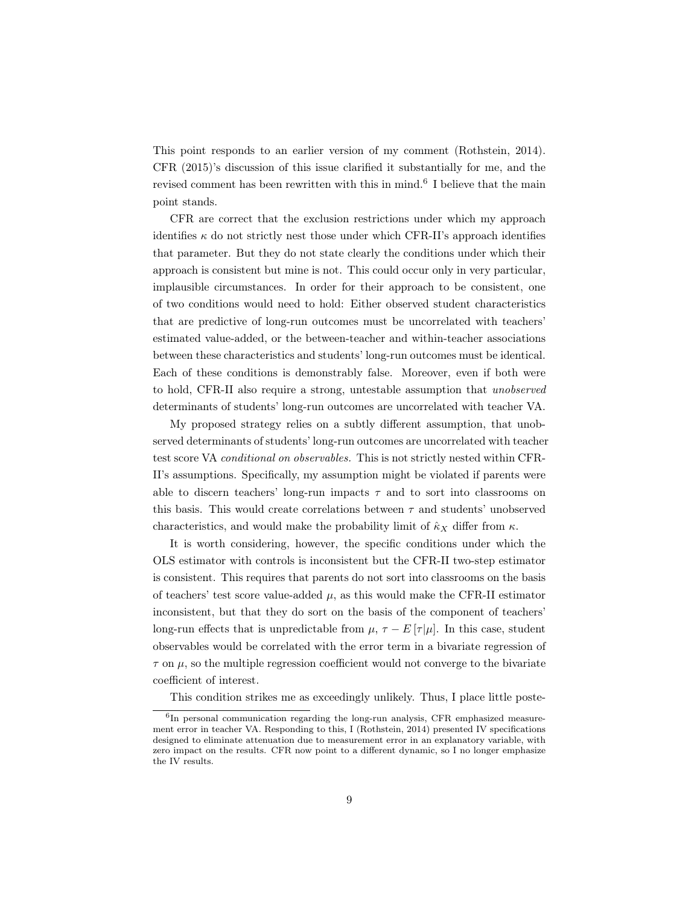This point responds to an earlier version of my comment (Rothstein, 2014). CFR (2015)'s discussion of this issue clarified it substantially for me, and the revised comment has been rewritten with this in mind.[6] I believe that the main point stands.

CFR are correct that the exclusion restrictions under which my approach identifies $\kappa$ do not strictly nest those under which CFR-II's approach identifies that parameter. But they do not state clearly the conditions under which their approach is consistent but mine is not. This could occur only in very particular, implausible circumstances. In order for their approach to be consistent, one of two conditions would need to hold: Either observed student characteristics that are predictive of long-run outcomes must be uncorrelated with teachers' estimated value-added, or the between-teacher and within-teacher associations between these characteristics and students' long-run outcomes must be identical. Each of these conditions is demonstrably false. Moreover, even if both were to hold, CFR-II also require a strong, untestable assumption that *unobserved* determinants of students' long-run outcomes are uncorrelated with teacher VA.

My proposed strategy relies on a subtly different assumption, that unobserved determinants of students' long-run outcomes are uncorrelated with teacher test score VA *conditional on observables*. This is not strictly nested within CFR-II's assumptions. Specifically, my assumption might be violated if parents were able to discern teachers' long-run impacts $\tau$ and to sort into classrooms on this basis. This would create correlations between $\tau$ and students' unobserved characteristics, and would make the probability limit of $\hat{\kappa}_X$ differ from $\kappa$.

It is worth considering, however, the specific conditions under which the OLS estimator with controls is inconsistent but the CFR-II two-step estimator is consistent. This requires that parents do not sort into classrooms on the basis of teachers' test score value-added $\mu$, as this would make the CFR-II estimator inconsistent, but that they do sort on the basis of the component of teachers' long-run effects that is unpredictable from $\mu$, $\tau - E[\tau|\mu]$. In this case, student observables would be correlated with the error term in a bivariate regression of $\tau$ on $\mu$, so the multiple regression coefficient would not converge to the bivariate coefficient of interest.

This condition strikes me as exceedingly unlikely. Thus, I place little poste-

[6] In personal communication regarding the long-run analysis, CFR emphasized measurement error in teacher VA. Responding to this, I (Rothstein, 2014) presented IV specifications designed to eliminate attenuation due to measurement error in an explanatory variable, with zero impact on the results. CFR now point to a different dynamic, so I no longer emphasize the IV results.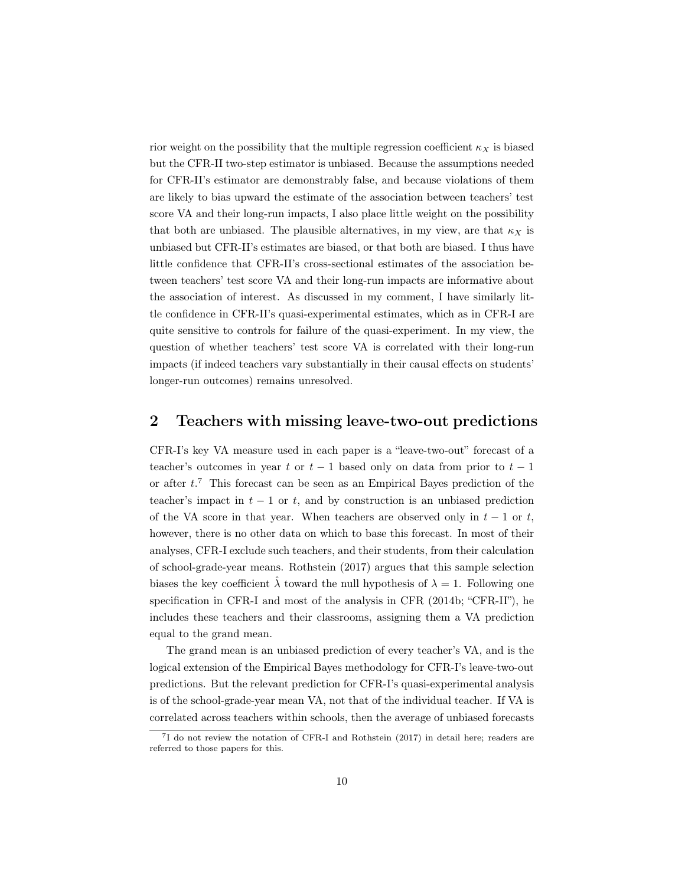rior weight on the possibility that the multiple regression coefficient $\kappa_X$ is biased but the CFR-II two-step estimator is unbiased. Because the assumptions needed for CFR-II's estimator are demonstrably false, and because violations of them are likely to bias upward the estimate of the association between teachers' test score VA and their long-run impacts, I also place little weight on the possibility that both are unbiased. The plausible alternatives, in my view, are that $\kappa_X$ is unbiased but CFR-II's estimates are biased, or that both are biased. I thus have little confidence that CFR-II's cross-sectional estimates of the association between teachers' test score VA and their long-run impacts are informative about the association of interest. As discussed in my comment, I have similarly little confidence in CFR-II's quasi-experimental estimates, which as in CFR-I are quite sensitive to controls for failure of the quasi-experiment. In my view, the question of whether teachers' test score VA is correlated with their long-run impacts (if indeed teachers vary substantially in their causal effects on students' longer-run outcomes) remains unresolved.

## 2 Teachers with missing leave-two-out predictions

CFR-I's key VA measure used in each paper is a "leave-two-out" forecast of a teacher's outcomes in year $t$ or $t-1$ based only on data from prior to $t-1$ or after $t$.[7] This forecast can be seen as an Empirical Bayes prediction of the teacher's impact in $t-1$ or $t$, and by construction is an unbiased prediction of the VA score in that year. When teachers are observed only in $t-1$ or $t$, however, there is no other data on which to base this forecast. In most of their analyses, CFR-I exclude such teachers, and their students, from their calculation of school-grade-year means. Rothstein (2017) argues that this sample selection biases the key coefficient $\hat{\lambda}$ toward the null hypothesis of $\lambda = 1$. Following one specification in CFR-I and most of the analysis in CFR (2014b; "CFR-II"), he includes these teachers and their classrooms, assigning them a VA prediction equal to the grand mean.

The grand mean is an unbiased prediction of every teacher's VA, and is the logical extension of the Empirical Bayes methodology for CFR-I's leave-two-out predictions. But the relevant prediction for CFR-I's quasi-experimental analysis is of the school-grade-year mean VA, not that of the individual teacher. If VA is correlated across teachers within schools, then the average of unbiased forecasts

[7] I do not review the notation of CFR-I and Rothstein (2017) in detail here; readers are referred to those papers for this.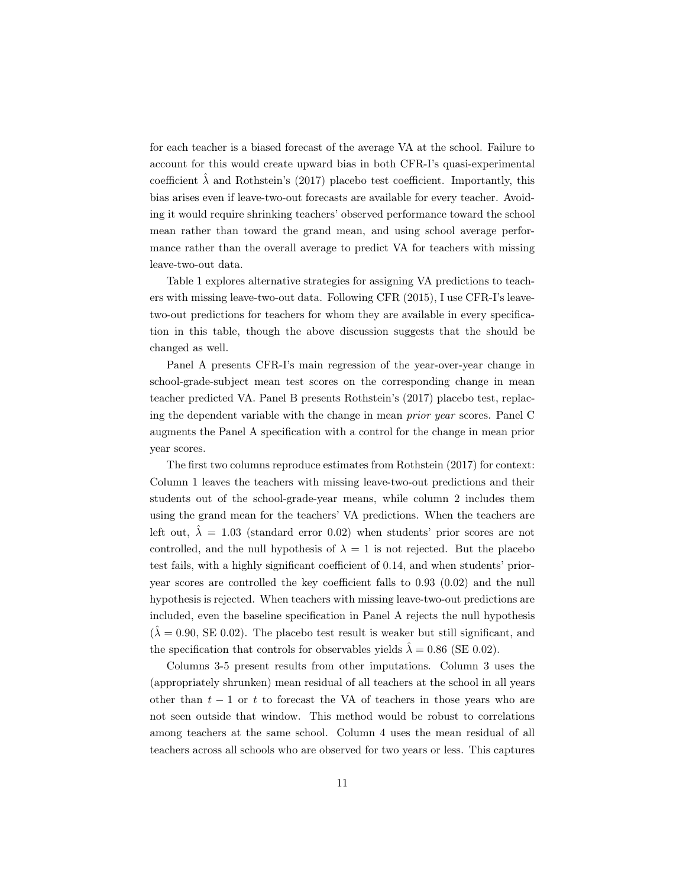for each teacher is a biased forecast of the average VA at the school. Failure to account for this would create upward bias in both CFR-I's quasi-experimental coefficient $\hat{\lambda}$ and Rothstein's (2017) placebo test coefficient. Importantly, this bias arises even if leave-two-out forecasts are available for every teacher. Avoiding it would require shrinking teachers' observed performance toward the school mean rather than toward the grand mean, and using school average performance rather than the overall average to predict VA for teachers with missing leave-two-out data.

Table 1 explores alternative strategies for assigning VA predictions to teachers with missing leave-two-out data. Following CFR (2015), I use CFR-I's leave-two-out predictions for teachers for whom they are available in every specification in this table, though the above discussion suggests that the should be changed as well.

Panel A presents CFR-I's main regression of the year-over-year change in school-grade-subject mean test scores on the corresponding change in mean teacher predicted VA. Panel B presents Rothstein's (2017) placebo test, replacing the dependent variable with the change in mean *prior year* scores. Panel C augments the Panel A specification with a control for the change in mean prior year scores.

The first two columns reproduce estimates from Rothstein (2017) for context: Column 1 leaves the teachers with missing leave-two-out predictions and their students out of the school-grade-year means, while column 2 includes them using the grand mean for the teachers' VA predictions. When the teachers are left out, $\hat{\lambda} = 1.03$ (standard error 0.02) when students' prior scores are not controlled, and the null hypothesis of $\lambda = 1$ is not rejected. But the placebo test fails, with a highly significant coefficient of 0.14, and when students' prior-year scores are controlled the key coefficient falls to 0.93 (0.02) and the null hypothesis is rejected. When teachers with missing leave-two-out predictions are included, even the baseline specification in Panel A rejects the null hypothesis ($\hat{\lambda} = 0.90$, SE 0.02). The placebo test result is weaker but still significant, and the specification that controls for observables yields $\hat{\lambda} = 0.86$ (SE 0.02).

Columns 3-5 present results from other imputations. Column 3 uses the (appropriately shrunken) mean residual of all teachers at the school in all years other than $t-1$ or $t$ to forecast the VA of teachers in those years who are not seen outside that window. This method would be robust to correlations among teachers at the same school. Column 4 uses the mean residual of all teachers across all schools who are observed for two years or less. This captures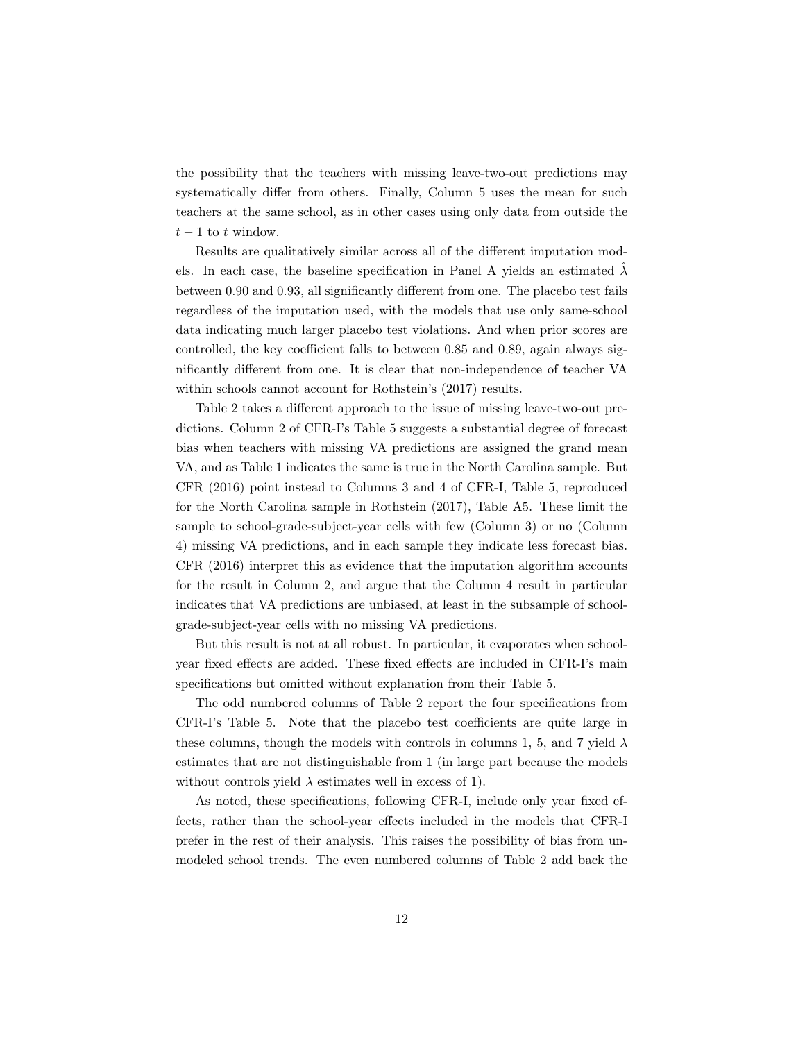the possibility that the teachers with missing leave-two-out predictions may systematically differ from others. Finally, Column 5 uses the mean for such teachers at the same school, as in other cases using only data from outside the $t-1$ to $t$ window.

Results are qualitatively similar across all of the different imputation models. In each case, the baseline specification in Panel A yields an estimated $\hat{\lambda}$ between 0.90 and 0.93, all significantly different from one. The placebo test fails regardless of the imputation used, with the models that use only same-school data indicating much larger placebo test violations. And when prior scores are controlled, the key coefficient falls to between 0.85 and 0.89, again always significantly different from one. It is clear that non-independence of teacher VA within schools cannot account for Rothstein's (2017) results.

Table 2 takes a different approach to the issue of missing leave-two-out predictions. Column 2 of CFR-I's Table 5 suggests a substantial degree of forecast bias when teachers with missing VA predictions are assigned the grand mean VA, and as Table 1 indicates the same is true in the North Carolina sample. But CFR (2016) point instead to Columns 3 and 4 of CFR-I, Table 5, reproduced for the North Carolina sample in Rothstein (2017), Table A5. These limit the sample to school-grade-subject-year cells with few (Column 3) or no (Column 4) missing VA predictions, and in each sample they indicate less forecast bias. CFR (2016) interpret this as evidence that the imputation algorithm accounts for the result in Column 2, and argue that the Column 4 result in particular indicates that VA predictions are unbiased, at least in the subsample of school-grade-subject-year cells with no missing VA predictions.

But this result is not at all robust. In particular, it evaporates when school-year fixed effects are added. These fixed effects are included in CFR-I's main specifications but omitted without explanation from their Table 5.

The odd numbered columns of Table 2 report the four specifications from CFR-I's Table 5. Note that the placebo test coefficients are quite large in these columns, though the models with controls in columns 1, 5, and 7 yield $\lambda$ estimates that are not distinguishable from 1 (in large part because the models without controls yield $\lambda$ estimates well in excess of 1).

As noted, these specifications, following CFR-I, include only year fixed effects, rather than the school-year effects included in the models that CFR-I prefer in the rest of their analysis. This raises the possibility of bias from unmodeled school trends. The even numbered columns of Table 2 add back the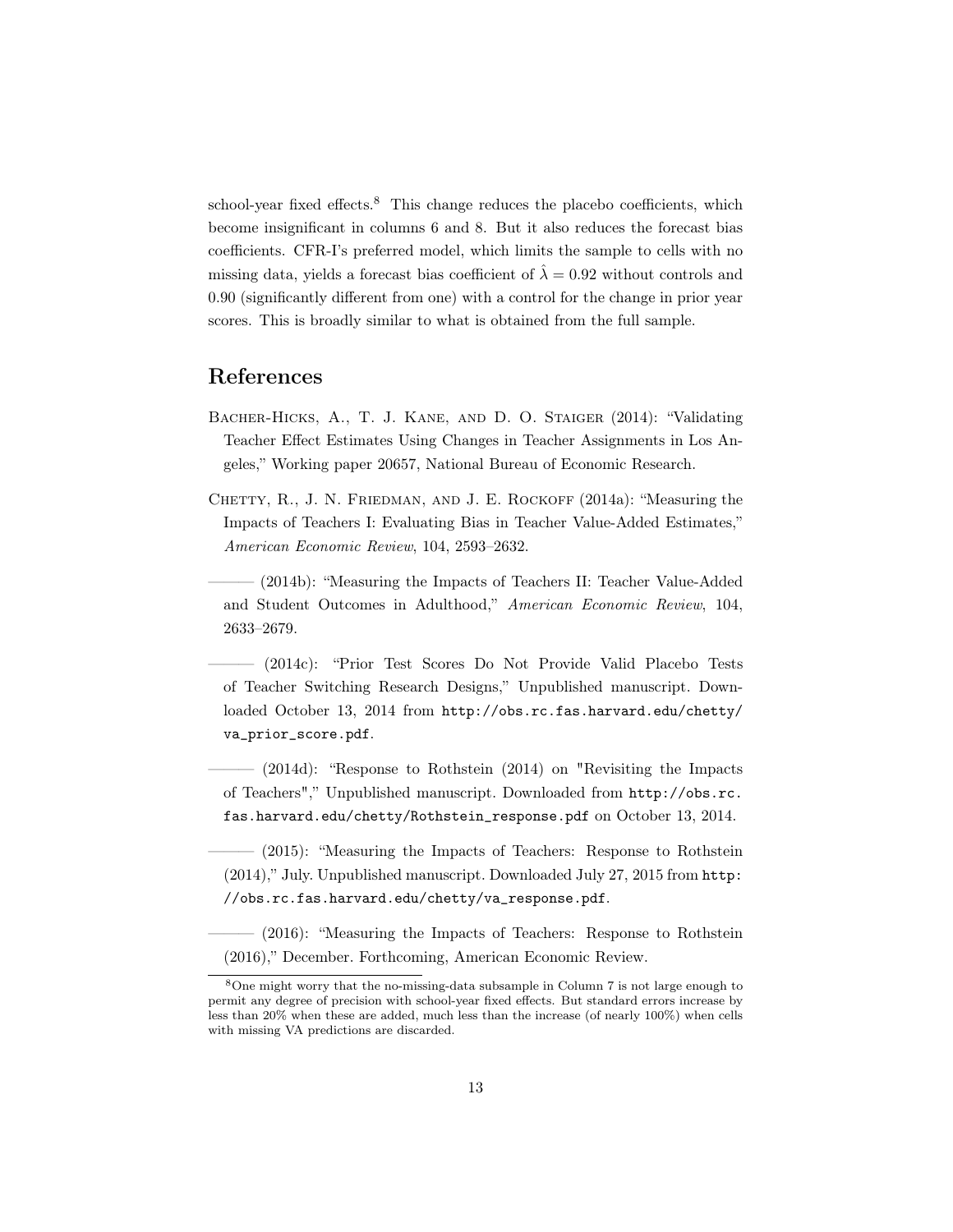school-year fixed effects.[8] This change reduces the placebo coefficients, which become insignificant in columns 6 and 8. But it also reduces the forecast bias coefficients. CFR-I's preferred model, which limits the sample to cells with no missing data, yields a forecast bias coefficient of $\hat{\lambda} = 0.92$ without controls and 0.90 (significantly different from one) with a control for the change in prior year scores. This is broadly similar to what is obtained from the full sample.

## References

Bacher-Hicks, A., T. J. Kane, and D. O. Staiger (2014): "Validating Teacher Effect Estimates Using Changes in Teacher Assignments in Los Angeles," Working paper 20657, National Bureau of Economic Research.

Chetty, R., J. N. Friedman, and J. E. Rockoff (2014a): "Measuring the Impacts of Teachers I: Evaluating Bias in Teacher Value-Added Estimates," *American Economic Review*, 104, 2593–2632.

——— (2014b): "Measuring the Impacts of Teachers II: Teacher Value-Added and Student Outcomes in Adulthood," *American Economic Review*, 104, 2633–2679.

——— (2014c): "Prior Test Scores Do Not Provide Valid Placebo Tests of Teacher Switching Research Designs," Unpublished manuscript. Downloaded October 13, 2014 from `http://obs.rc.fas.harvard.edu/chetty/va_prior_score.pdf`.

——— (2014d): "Response to Rothstein (2014) on "Revisiting the Impacts of Teachers"," Unpublished manuscript. Downloaded from `http://obs.rc.fas.harvard.edu/chetty/Rothstein_response.pdf` on October 13, 2014.

——— (2015): "Measuring the Impacts of Teachers: Response to Rothstein (2014)," July. Unpublished manuscript. Downloaded July 27, 2015 from `http://obs.rc.fas.harvard.edu/chetty/va_response.pdf`.

——— (2016): "Measuring the Impacts of Teachers: Response to Rothstein (2016)," December. Forthcoming, American Economic Review.

[8] One might worry that the no-missing-data subsample in Column 7 is not large enough to permit any degree of precision with school-year fixed effects. But standard errors increase by less than 20% when these are added, much less than the increase (of nearly 100%) when cells with missing VA predictions are discarded.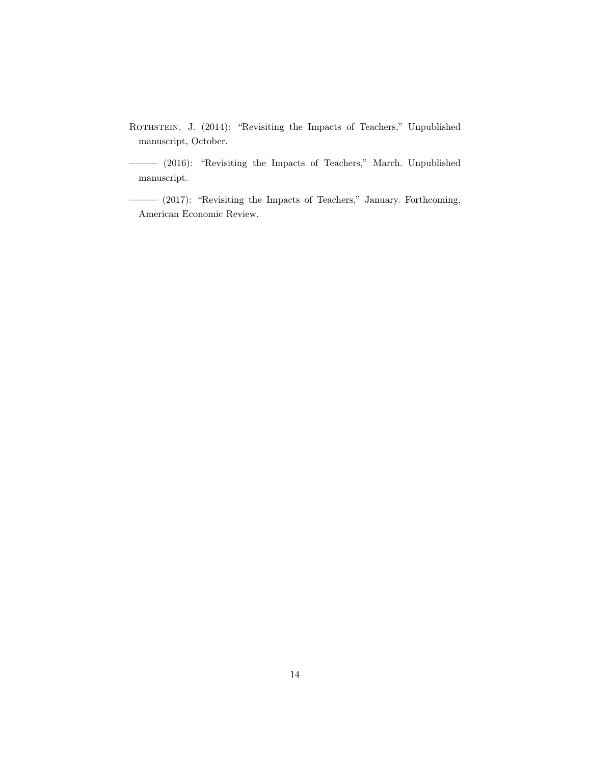Rothstein, J. (2014): "Revisiting the Impacts of Teachers," Unpublished manuscript, October.

——— (2016): "Revisiting the Impacts of Teachers," March. Unpublished manuscript.

——— (2017): "Revisiting the Impacts of Teachers," January. Forthcoming, American Economic Review.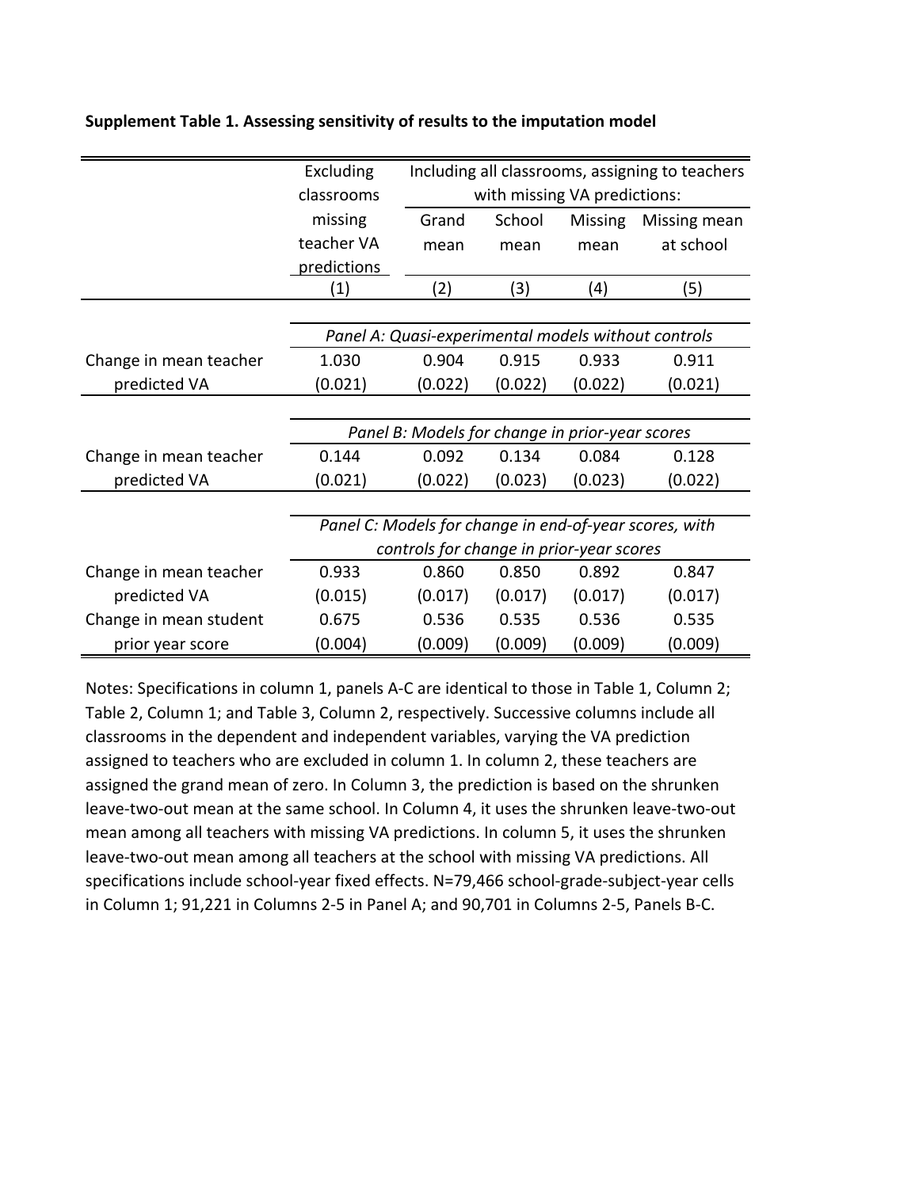**Supplement Table 1. Assessing sensitivity of results to the imputation model**

| | Excluding classrooms missing teacher VA predictions | Including all classrooms, assigning to teachers with missing VA predictions: | | | |
|---|---|---|---|---|---|
| | | Grand mean | School mean | Missing mean | Missing mean at school |
| | (1) | (2) | (3) | (4) | (5) |
| | *Panel A: Quasi-experimental models without controls* | | | | |
| Change in mean teacher predicted VA | 1.030 | 0.904 | 0.915 | 0.933 | 0.911 |
| | (0.021) | (0.022) | (0.022) | (0.022) | (0.021) |
| | *Panel B: Models for change in prior-year scores* | | | | |
| Change in mean teacher predicted VA | 0.144 | 0.092 | 0.134 | 0.084 | 0.128 |
| | (0.021) | (0.022) | (0.023) | (0.023) | (0.022) |
| | *Panel C: Models for change in end-of-year scores, with controls for change in prior-year scores* | | | | |
| Change in mean teacher predicted VA | 0.933 | 0.860 | 0.850 | 0.892 | 0.847 |
| | (0.015) | (0.017) | (0.017) | (0.017) | (0.017) |
| Change in mean student prior year score | 0.675 | 0.536 | 0.535 | 0.536 | 0.535 |
| | (0.004) | (0.009) | (0.009) | (0.009) | (0.009) |

Notes: Specifications in column 1, panels A-C are identical to those in Table 1, Column 2; Table 2, Column 1; and Table 3, Column 2, respectively. Successive columns include all classrooms in the dependent and independent variables, varying the VA prediction assigned to teachers who are excluded in column 1. In column 2, these teachers are assigned the grand mean of zero. In Column 3, the prediction is based on the shrunken leave-two-out mean at the same school. In Column 4, it uses the shrunken leave-two-out mean among all teachers with missing VA predictions. In column 5, it uses the shrunken leave-two-out mean among all teachers at the school with missing VA predictions. All specifications include school-year fixed effects. N=79,466 school-grade-subject-year cells in Column 1; 91,221 in Columns 2-5 in Panel A; and 90,701 in Columns 2-5, Panels B-C.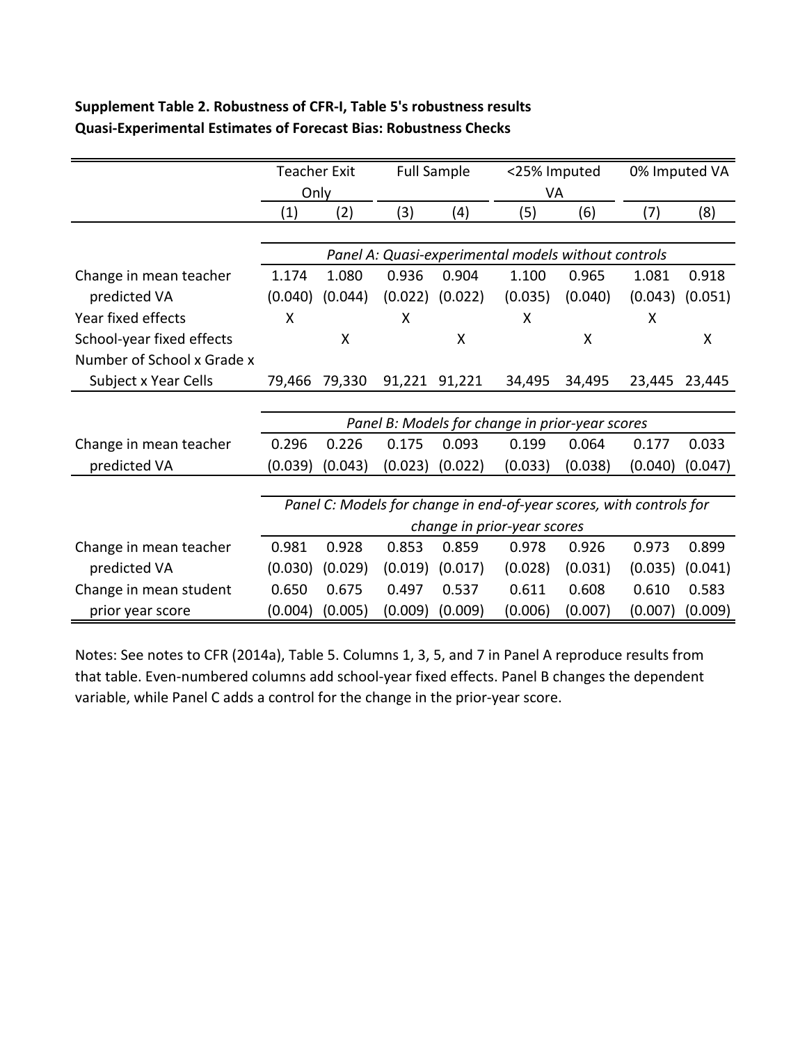**Supplement Table 2. Robustness of CFR-I, Table 5's robustness results**
**Quasi-Experimental Estimates of Forecast Bias: Robustness Checks**

| | Teacher Exit Only | | Full Sample | | <25% Imputed VA | | 0% Imputed VA | |
|---|---|---|---|---|---|---|---|---|
| | (1) | (2) | (3) | (4) | (5) | (6) | (7) | (8) |
| | *Panel A: Quasi-experimental models without controls* | | | | | | | |
| Change in mean teacher predicted VA | 1.174 | 1.080 | 0.936 | 0.904 | 1.100 | 0.965 | 1.081 | 0.918 |
| | (0.040) | (0.044) | (0.022) | (0.022) | (0.035) | (0.040) | (0.043) | (0.051) |
| Year fixed effects | X | | X | | X | | X | |
| School-year fixed effects | | X | | X | | X | | X |
| Number of School x Grade x Subject x Year Cells | 79,466 | 79,330 | 91,221 | 91,221 | 34,495 | 34,495 | 23,445 | 23,445 |
| | *Panel B: Models for change in prior-year scores* | | | | | | | |
| Change in mean teacher predicted VA | 0.296 | 0.226 | 0.175 | 0.093 | 0.199 | 0.064 | 0.177 | 0.033 |
| | (0.039) | (0.043) | (0.023) | (0.022) | (0.033) | (0.038) | (0.040) | (0.047) |
| | *Panel C: Models for change in end-of-year scores, with controls for change in prior-year scores* | | | | | | | |
| Change in mean teacher predicted VA | 0.981 | 0.928 | 0.853 | 0.859 | 0.978 | 0.926 | 0.973 | 0.899 |
| | (0.030) | (0.029) | (0.019) | (0.017) | (0.028) | (0.031) | (0.035) | (0.041) |
| Change in mean student prior year score | 0.650 | 0.675 | 0.497 | 0.537 | 0.611 | 0.608 | 0.610 | 0.583 |
| | (0.004) | (0.005) | (0.009) | (0.009) | (0.006) | (0.007) | (0.007) | (0.009) |

Notes: See notes to CFR (2014a), Table 5. Columns 1, 3, 5, and 7 in Panel A reproduce results from that table. Even-numbered columns add school-year fixed effects. Panel B changes the dependent variable, while Panel C adds a control for the change in the prior-year score.